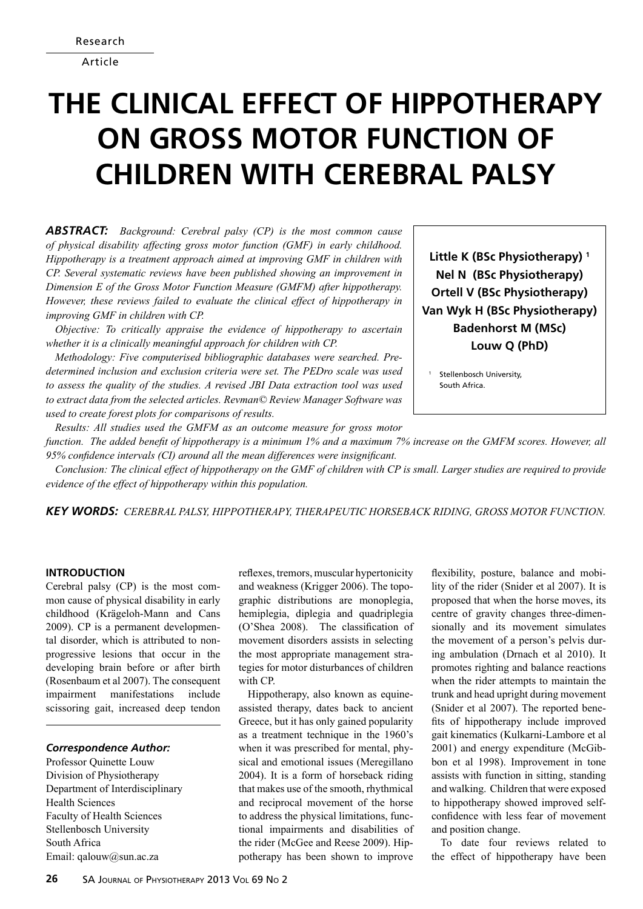Research Article

# THE CLINICAL EFFECT OF HIPPOTHERAPY ON GROSS MOTOR FUNCTION OF CHILDREN WITH CEREBRAL PALSY

**Little K (BSc Physiotherapy) [1]**
**Nel N (BSc Physiotherapy)**
**Ortell V (BSc Physiotherapy)**
**Van Wyk H (BSc Physiotherapy)**
**Badenhorst M (MSc)**
**Louw Q (PhD)**

[1] Stellenbosch University, South Africa.

***ABSTRACT:*** *Background: Cerebral palsy (CP) is the most common cause of physical disability affecting gross motor function (GMF) in early childhood. Hippotherapy is a treatment approach aimed at improving GMF in children with CP. Several systematic reviews have been published showing an improvement in Dimension E of the Gross Motor Function Measure (GMFM) after hippotherapy. However, these reviews failed to evaluate the clinical effect of hippotherapy in improving GMF in children with CP.*

*Objective: To critically appraise the evidence of hippotherapy to ascertain whether it is a clinically meaningful approach for children with CP.*

*Methodology: Five computerised bibliographic databases were searched. Pre-determined inclusion and exclusion criteria were set. The PEDro scale was used to assess the quality of the studies. A revised JBI Data extraction tool was used to extract data from the selected articles. Revman© Review Manager Software was used to create forest plots for comparisons of results.*

*Results: All studies used the GMFM as an outcome measure for gross motor function. The added benefit of hippotherapy is a minimum 1% and a maximum 7% increase on the GMFM scores. However, all 95% confidence intervals (CI) around all the mean differences were insignificant.*

*Conclusion: The clinical effect of hippotherapy on the GMF of children with CP is small. Larger studies are required to provide evidence of the effect of hippotherapy within this population.*

***KEY WORDS:*** *CEREBRAL PALSY, HIPPOTHERAPY, THERAPEUTIC HORSEBACK RIDING, GROSS MOTOR FUNCTION.*

## INTRODUCTION

Cerebral palsy (CP) is the most common cause of physical disability in early childhood (Krägeloh-Mann and Cans 2009). CP is a permanent developmental disorder, which is attributed to non-progressive lesions that occur in the developing brain before or after birth (Rosenbaum et al 2007). The consequent impairment manifestations include scissoring gait, increased deep tendon reflexes, tremors, muscular hypertonicity and weakness (Krigger 2006). The topographic distributions are monoplegia, hemiplegia, diplegia and quadriplegia (O'Shea 2008). The classification of movement disorders assists in selecting the most appropriate management strategies for motor disturbances of children with CP.

Hippotherapy, also known as equine-assisted therapy, dates back to ancient Greece, but it has only gained popularity as a treatment technique in the 1960's when it was prescribed for mental, physical and emotional issues (Meregillano 2004). It is a form of horseback riding that makes use of the smooth, rhythmical and reciprocal movement of the horse to address the physical limitations, functional impairments and disabilities of the rider (McGee and Reese 2009). Hippotherapy has been shown to improve flexibility, posture, balance and mobility of the rider (Snider et al 2007). It is proposed that when the horse moves, its centre of gravity changes three-dimensionally and its movement simulates the movement of a person's pelvis during ambulation (Drnach et al 2010). It promotes righting and balance reactions when the rider attempts to maintain the trunk and head upright during movement (Snider et al 2007). The reported benefits of hippotherapy include improved gait kinematics (Kulkarni-Lambore et al 2001) and energy expenditure (McGibbon et al 1998). Improvement in tone assists with function in sitting, standing and walking. Children that were exposed to hippotherapy showed improved self-confidence with less fear of movement and position change.

To date four reviews related to the effect of hippotherapy have been

***Correspondence Author:***
Professor Quinette Louw
Division of Physiotherapy
Department of Interdisciplinary Health Sciences
Faculty of Health Sciences
Stellenbosch University
South Africa
Email: qalouw@sun.ac.za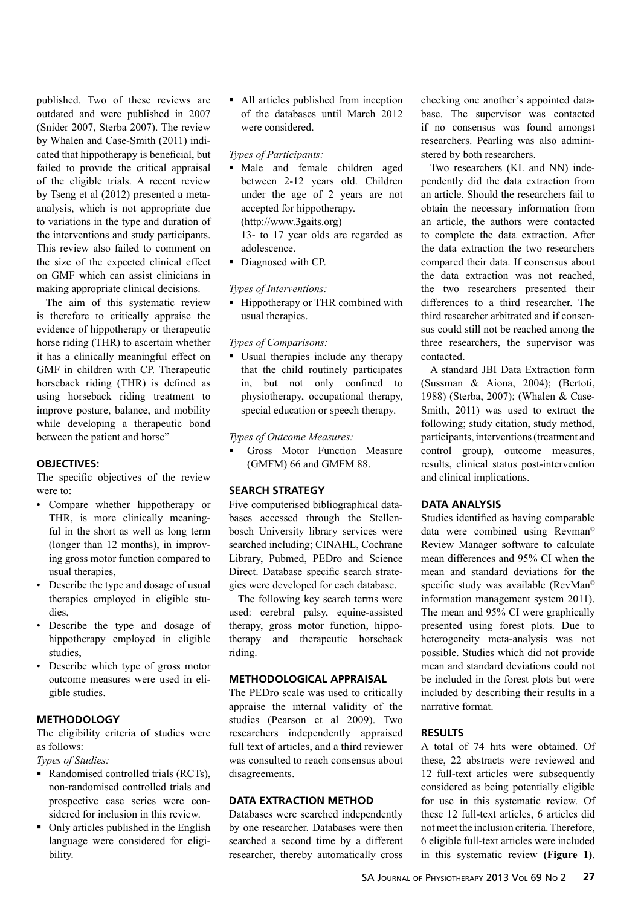published. Two of these reviews are outdated and were published in 2007 (Snider 2007, Sterba 2007). The review by Whalen and Case-Smith (2011) indicated that hippotherapy is beneficial, but failed to provide the critical appraisal of the eligible trials. A recent review by Tseng et al (2012) presented a meta-analysis, which is not appropriate due to variations in the type and duration of the interventions and study participants. This review also failed to comment on the size of the expected clinical effect on GMF which can assist clinicians in making appropriate clinical decisions.

The aim of this systematic review is therefore to critically appraise the evidence of hippotherapy or therapeutic horse riding (THR) to ascertain whether it has a clinically meaningful effect on GMF in children with CP. Therapeutic horseback riding (THR) is defined as using horseback riding treatment to improve posture, balance, and mobility while developing a therapeutic bond between the patient and horse"

## OBJECTIVES:

The specific objectives of the review were to:

- Compare whether hippotherapy or THR, is more clinically meaningful in the short as well as long term (longer than 12 months), in improving gross motor function compared to usual therapies,
- Describe the type and dosage of usual therapies employed in eligible studies,
- Describe the type and dosage of hippotherapy employed in eligible studies,
- Describe which type of gross motor outcome measures were used in eligible studies.

## METHODOLOGY

The eligibility criteria of studies were as follows:

*Types of Studies:*

- Randomised controlled trials (RCTs), non-randomised controlled trials and prospective case series were considered for inclusion in this review.
- Only articles published in the English language were considered for eligibility.
- All articles published from inception of the databases until March 2012 were considered.

*Types of Participants:*

- Male and female children aged between 2-12 years old. Children under the age of 2 years are not accepted for hippotherapy. (http://www.3gaits.org) 13- to 17 year olds are regarded as adolescence.
- Diagnosed with CP.

*Types of Interventions:*

- Hippotherapy or THR combined with usual therapies.

*Types of Comparisons:*

- Usual therapies include any therapy that the child routinely participates in, but not only confined to physiotherapy, occupational therapy, special education or speech therapy.

*Types of Outcome Measures:*

- Gross Motor Function Measure (GMFM) 66 and GMFM 88.

## SEARCH STRATEGY

Five computerised bibliographical databases accessed through the Stellenbosch University library services were searched including; CINAHL, Cochrane Library, Pubmed, PEDro and Science Direct. Database specific search strategies were developed for each database.

The following key search terms were used: cerebral palsy, equine-assisted therapy, gross motor function, hippotherapy and therapeutic horseback riding.

## METHODOLOGICAL APPRAISAL

The PEDro scale was used to critically appraise the internal validity of the studies (Pearson et al 2009). Two researchers independently appraised full text of articles, and a third reviewer was consulted to reach consensus about disagreements.

## DATA EXTRACTION METHOD

Databases were searched independently by one researcher. Databases were then searched a second time by a different researcher, thereby automatically cross checking one another's appointed database. The supervisor was contacted if no consensus was found amongst researchers. Pearling was also administered by both researchers.

Two researchers (KL and NN) independently did the data extraction from an article. Should the researchers fail to obtain the necessary information from an article, the authors were contacted to complete the data extraction. After the data extraction the two researchers compared their data. If consensus about the data extraction was not reached, the two researchers presented their differences to a third researcher. The third researcher arbitrated and if consensus could still not be reached among the three researchers, the supervisor was contacted.

A standard JBI Data Extraction form (Sussman & Aiona, 2004); (Bertoti, 1988) (Sterba, 2007); (Whalen & Case-Smith, 2011) was used to extract the following; study citation, study method, participants, interventions (treatment and control group), outcome measures, results, clinical status post-intervention and clinical implications.

## DATA ANALYSIS

Studies identified as having comparable data were combined using Revman© Review Manager software to calculate mean differences and 95% CI when the mean and standard deviations for the specific study was available (RevMan© information management system 2011). The mean and 95% CI were graphically presented using forest plots. Due to heterogeneity meta-analysis was not possible. Studies which did not provide mean and standard deviations could not be included in the forest plots but were included by describing their results in a narrative format.

## RESULTS

A total of 74 hits were obtained. Of these, 22 abstracts were reviewed and 12 full-text articles were subsequently considered as being potentially eligible for use in this systematic review. Of these 12 full-text articles, 6 articles did not meet the inclusion criteria. Therefore, 6 eligible full-text articles were included in this systematic review **(Figure 1)**.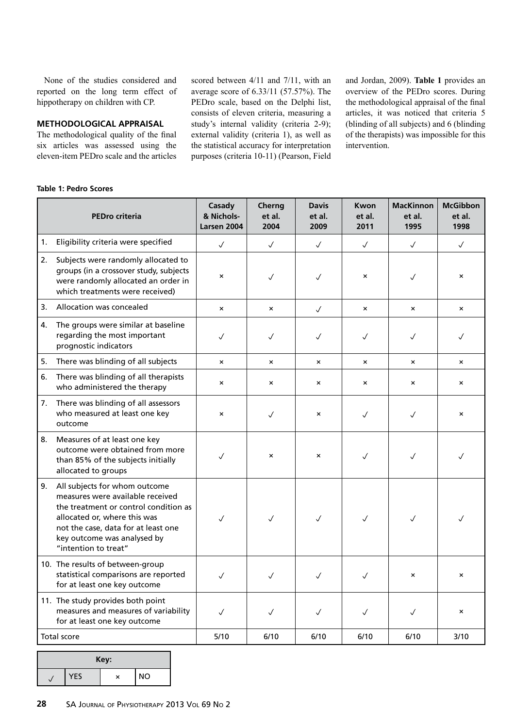None of the studies considered and reported on the long term effect of hippotherapy on children with CP.

## METHODOLOGICAL APPRAISAL

The methodological quality of the final six articles was assessed using the eleven-item PEDro scale and the articles scored between 4/11 and 7/11, with an average score of 6.33/11 (57.57%). The PEDro scale, based on the Delphi list, consists of eleven criteria, measuring a study's internal validity (criteria 2-9); external validity (criteria 1), as well as the statistical accuracy for interpretation purposes (criteria 10-11) (Pearson, Field and Jordan, 2009). **Table 1** provides an overview of the PEDro scores. During the methodological appraisal of the final articles, it was noticed that criteria 5 (blinding of all subjects) and 6 (blinding of the therapists) was impossible for this intervention.

**Table 1: Pedro Scores**

| PEDro criteria | Casady & Nichols-Larsen 2004 | Cherng et al. 2004 | Davis et al. 2009 | Kwon et al. 2011 | MacKinnon et al. 1995 | McGibbon et al. 1998 |
|---|---|---|---|---|---|---|
| 1. Eligibility criteria were specified | ✓ | ✓ | ✓ | ✓ | ✓ | ✓ |
| 2. Subjects were randomly allocated to groups (in a crossover study, subjects were randomly allocated an order in which treatments were received) | × | ✓ | ✓ | × | ✓ | × |
| 3. Allocation was concealed | × | × | ✓ | × | × | × |
| 4. The groups were similar at baseline regarding the most important prognostic indicators | ✓ | ✓ | ✓ | ✓ | ✓ | ✓ |
| 5. There was blinding of all subjects | × | × | × | × | × | × |
| 6. There was blinding of all therapists who administered the therapy | × | × | × | × | × | × |
| 7. There was blinding of all assessors who measured at least one key outcome | × | ✓ | × | ✓ | ✓ | × |
| 8. Measures of at least one key outcome were obtained from more than 85% of the subjects initially allocated to groups | ✓ | × | × | ✓ | ✓ | ✓ |
| 9. All subjects for whom outcome measures were available received the treatment or control condition as allocated or, where this was not the case, data for at least one key outcome was analysed by "intention to treat" | ✓ | ✓ | ✓ | ✓ | ✓ | ✓ |
| 10. The results of between-group statistical comparisons are reported for at least one key outcome | ✓ | ✓ | ✓ | ✓ | × | × |
| 11. The study provides both point measures and measures of variability for at least one key outcome | ✓ | ✓ | ✓ | ✓ | ✓ | × |
| Total score | 5/10 | 6/10 | 6/10 | 6/10 | 6/10 | 3/10 |

| Key: | | | |
|---|---|---|---|
| ✓ | YES | × | NO |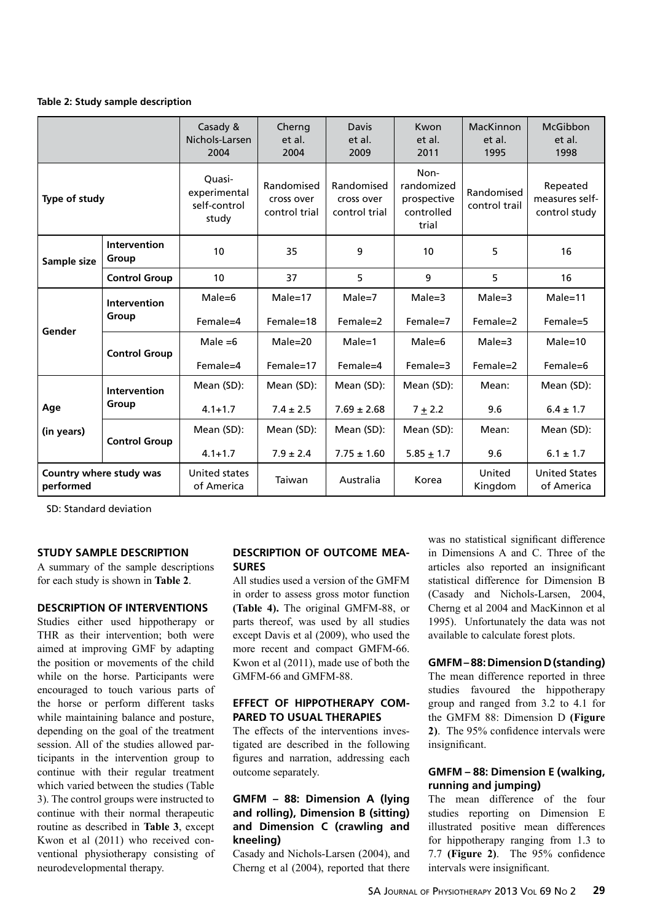**Table 2: Study sample description**

| | | Casady & Nichols-Larsen 2004 | Cherng et al. 2004 | Davis et al. 2009 | Kwon et al. 2011 | MacKinnon et al. 1995 | McGibbon et al. 1998 |
|---|---|---|---|---|---|---|---|
| **Type of study** | | Quasi-experimental self-control study | Randomised cross over control trial | Randomised cross over control trial | Non-randomized prospective controlled trial | Randomised control trail | Repeated measures self-control study |
| **Sample size** | **Intervention Group** | 10 | 35 | 9 | 10 | 5 | 16 |
| | **Control Group** | 10 | 37 | 5 | 9 | 5 | 16 |
| **Gender** | **Intervention Group** | Male=6<br>Female=4 | Male=17<br>Female=18 | Male=7<br>Female=2 | Male=3<br>Female=7 | Male=3<br>Female=2 | Male=11<br>Female=5 |
| | **Control Group** | Male =6<br>Female=4 | Male=20<br>Female=17 | Male=1<br>Female=4 | Male=6<br>Female=3 | Male=3<br>Female=2 | Male=10<br>Female=6 |
| **Age (in years)** | **Intervention Group** | Mean (SD):<br>4.1+1.7 | Mean (SD):<br>7.4 ± 2.5 | Mean (SD):<br>7.69 ± 2.68 | Mean (SD):<br>7 ± 2.2 | Mean:<br>9.6 | Mean (SD):<br>6.4 ± 1.7 |
| | **Control Group** | Mean (SD):<br>4.1+1.7 | Mean (SD):<br>7.9 ± 2.4 | Mean (SD):<br>7.75 ± 1.60 | Mean (SD):<br>5.85 ± 1.7 | Mean:<br>9.6 | Mean (SD):<br>6.1 ± 1.7 |
| **Country where study was performed** | | United states of America | Taiwan | Australia | Korea | United Kingdom | United States of America |

SD: Standard deviation

## STUDY SAMPLE DESCRIPTION

A summary of the sample descriptions for each study is shown in **Table 2**.

## DESCRIPTION OF INTERVENTIONS

Studies either used hippotherapy or THR as their intervention; both were aimed at improving GMF by adapting the position or movements of the child while on the horse. Participants were encouraged to touch various parts of the horse or perform different tasks while maintaining balance and posture, depending on the goal of the treatment session. All of the studies allowed participants in the intervention group to continue with their regular treatment which varied between the studies (Table 3). The control groups were instructed to continue with their normal therapeutic routine as described in **Table 3**, except Kwon et al (2011) who received conventional physiotherapy consisting of neurodevelopmental therapy.

## DESCRIPTION OF OUTCOME MEASURES

All studies used a version of the GMFM in order to assess gross motor function **(Table 4).** The original GMFM-88, or parts thereof, was used by all studies except Davis et al (2009), who used the more recent and compact GMFM-66. Kwon et al (2011), made use of both the GMFM-66 and GMFM-88.

## EFFECT OF HIPPOTHERAPY COMPARED TO USUAL THERAPIES

The effects of the interventions investigated are described in the following figures and narration, addressing each outcome separately.

### GMFM – 88: Dimension A (lying and rolling), Dimension B (sitting) and Dimension C (crawling and kneeling)

Casady and Nichols-Larsen (2004), and Cherng et al (2004), reported that there was no statistical significant difference in Dimensions A and C. Three of the articles also reported an insignificant statistical difference for Dimension B (Casady and Nichols-Larsen, 2004, Cherng et al 2004 and MacKinnon et al 1995). Unfortunately the data was not available to calculate forest plots.

### GMFM – 88: Dimension D (standing)

The mean difference reported in three studies favoured the hippotherapy group and ranged from 3.2 to 4.1 for the GMFM 88: Dimension D **(Figure 2)**. The 95% confidence intervals were insignificant.

### GMFM – 88: Dimension E (walking, running and jumping)

The mean difference of the four studies reporting on Dimension E illustrated positive mean differences for hippotherapy ranging from 1.3 to 7.7 **(Figure 2)**. The 95% confidence intervals were insignificant.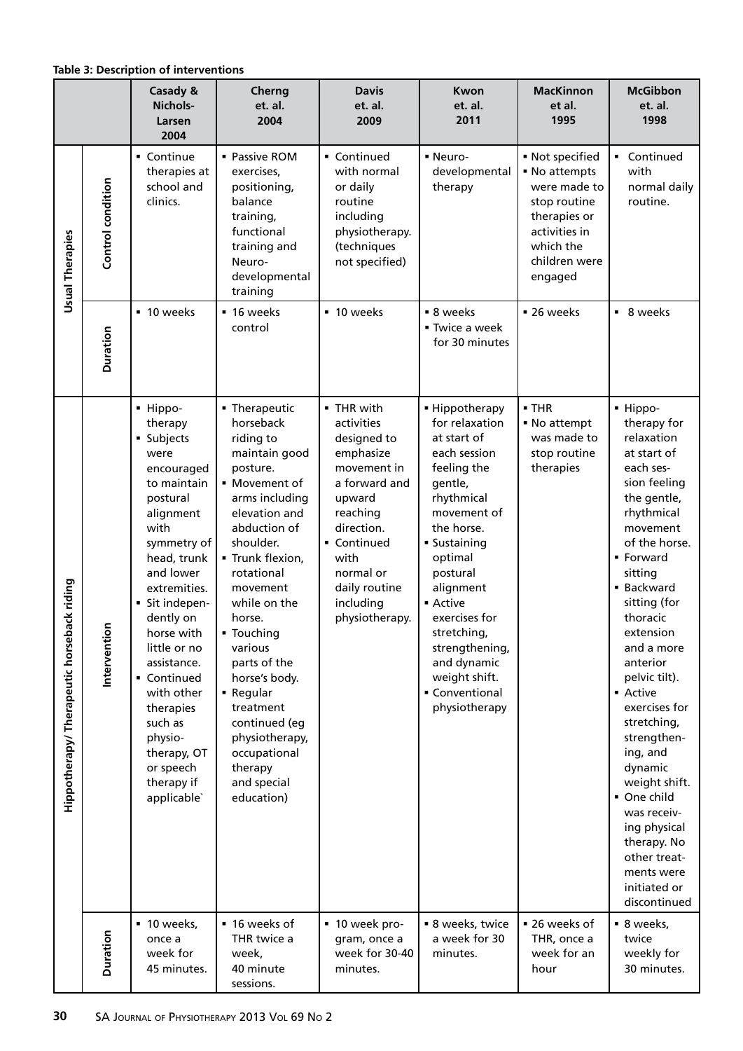**Table 3: Description of interventions**

| | | Casady & Nichols-Larsen 2004 | Cherng et. al. 2004 | Davis et. al. 2009 | Kwon et. al. 2011 | MacKinnon et al. 1995 | McGibbon et. al. 1998 |
|---|---|---|---|---|---|---|---|
| Usual Therapies | Control condition | ▪ Continue therapies at school and clinics. | ▪ Passive ROM exercises, positioning, balance training, functional training and Neuro-developmental training | ▪ Continued with normal or daily routine including physiotherapy. (techniques not specified) | ▪ Neuro-developmental therapy | ▪ Not specified ▪ No attempts were made to stop routine therapies or activities in which the children were engaged | ▪ Continued with normal daily routine. |
| | Duration | ▪ 10 weeks | ▪ 16 weeks control | ▪ 10 weeks | ▪ 8 weeks ▪ Twice a week for 30 minutes | ▪ 26 weeks | ▪ 8 weeks |
| Hippotherapy/ Therapeutic horseback riding | Intervention | ▪ Hippo-therapy ▪ Subjects were encouraged to maintain postural alignment with symmetry of head, trunk and lower extremities. ▪ Sit indepen-dently on horse with little or no assistance. ▪ Continued with other therapies such as physio-therapy, OT or speech therapy if applicable` | ▪ Therapeutic horseback riding to maintain good posture. ▪ Movement of arms including elevation and abduction of shoulder. ▪ Trunk flexion, rotational movement while on the horse. ▪ Touching various parts of the horse's body. ▪ Regular treatment continued (eg physiotherapy, occupational therapy and special education) | ▪ THR with activities designed to emphasize movement in a forward and upward reaching direction. ▪ Continued with normal or daily routine including physiotherapy. | ▪ Hippotherapy for relaxation at start of each session feeling the gentle, rhythmical movement of the horse. ▪ Sustaining optimal postural alignment ▪ Active exercises for stretching, strengthening, and dynamic weight shift. ▪ Conventional physiotherapy | ▪ THR ▪ No attempt was made to stop routine therapies | ▪ Hippo-therapy for relaxation at start of each ses-sion feeling the gentle, rhythmical movement of the horse. ▪ Forward sitting ▪ Backward sitting (for thoracic extension and a more anterior pelvic tilt). ▪ Active exercises for stretching, strengthen-ing, and dynamic weight shift. ▪ One child was receiv-ing physical therapy. No other treat-ments were initiated or discontinued |
| | Duration | ▪ 10 weeks, once a week for 45 minutes. | ▪ 16 weeks of THR twice a week, 40 minute sessions. | ▪ 10 week pro-gram, once a week for 30-40 minutes. | ▪ 8 weeks, twice a week for 30 minutes. | ▪ 26 weeks of THR, once a week for an hour | ▪ 8 weeks, twice weekly for 30 minutes. |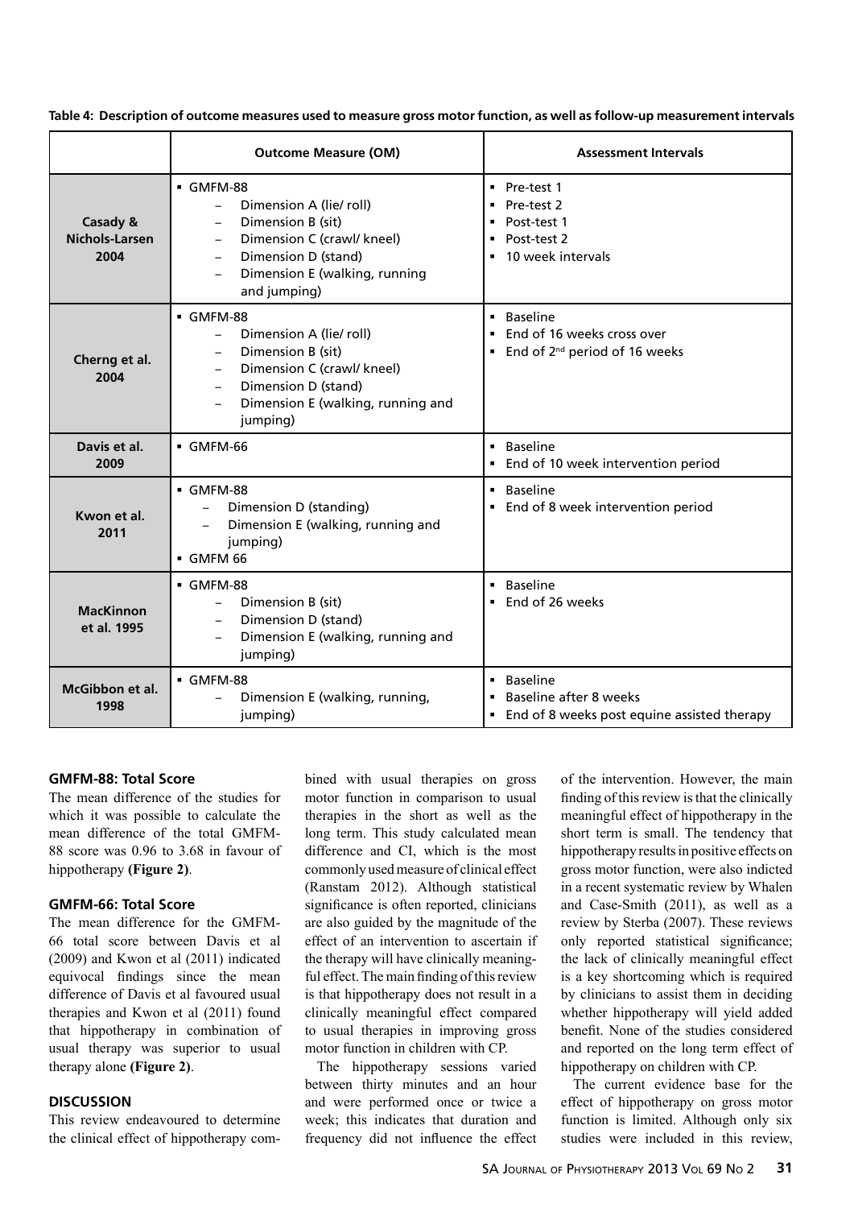**Table 4: Description of outcome measures used to measure gross motor function, as well as follow-up measurement intervals**

| | Outcome Measure (OM) | Assessment Intervals |
|---|---|---|
| **Casady & Nichols-Larsen 2004** | ▪ GMFM-88 <br> – Dimension A (lie/ roll) <br> – Dimension B (sit) <br> – Dimension C (crawl/ kneel) <br> – Dimension D (stand) <br> – Dimension E (walking, running and jumping) | ▪ Pre-test 1 <br> ▪ Pre-test 2 <br> ▪ Post-test 1 <br> ▪ Post-test 2 <br> ▪ 10 week intervals |
| **Cherng et al. 2004** | ▪ GMFM-88 <br> – Dimension A (lie/ roll) <br> – Dimension B (sit) <br> – Dimension C (crawl/ kneel) <br> – Dimension D (stand) <br> – Dimension E (walking, running and jumping) | ▪ Baseline <br> ▪ End of 16 weeks cross over <br> ▪ End of 2nd period of 16 weeks |
| **Davis et al. 2009** | ▪ GMFM-66 | ▪ Baseline <br> ▪ End of 10 week intervention period |
| **Kwon et al. 2011** | ▪ GMFM-88 <br> – Dimension D (standing) <br> – Dimension E (walking, running and jumping) <br> ▪ GMFM 66 | ▪ Baseline <br> ▪ End of 8 week intervention period |
| **MacKinnon et al. 1995** | ▪ GMFM-88 <br> – Dimension B (sit) <br> – Dimension D (stand) <br> – Dimension E (walking, running and jumping) | ▪ Baseline <br> ▪ End of 26 weeks |
| **McGibbon et al. 1998** | ▪ GMFM-88 <br> – Dimension E (walking, running, jumping) | ▪ Baseline <br> ▪ Baseline after 8 weeks <br> ▪ End of 8 weeks post equine assisted therapy |

### GMFM-88: Total Score

The mean difference of the studies for which it was possible to calculate the mean difference of the total GMFM-88 score was 0.96 to 3.68 in favour of hippotherapy **(Figure 2)**.

### GMFM-66: Total Score

The mean difference for the GMFM-66 total score between Davis et al (2009) and Kwon et al (2011) indicated equivocal findings since the mean difference of Davis et al favoured usual therapies and Kwon et al (2011) found that hippotherapy in combination of usual therapy was superior to usual therapy alone **(Figure 2)**.

## DISCUSSION

This review endeavoured to determine the clinical effect of hippotherapy combined with usual therapies on gross motor function in comparison to usual therapies in the short as well as the long term. This study calculated mean difference and CI, which is the most commonly used measure of clinical effect (Ranstam 2012). Although statistical significance is often reported, clinicians are also guided by the magnitude of the effect of an intervention to ascertain if the therapy will have clinically meaningful effect. The main finding of this review is that hippotherapy does not result in a clinically meaningful effect compared to usual therapies in improving gross motor function in children with CP.

The hippotherapy sessions varied between thirty minutes and an hour and were performed once or twice a week; this indicates that duration and frequency did not influence the effect of the intervention. However, the main finding of this review is that the clinically meaningful effect of hippotherapy in the short term is small. The tendency that hippotherapy results in positive effects on gross motor function, were also indicted in a recent systematic review by Whalen and Case-Smith (2011), as well as a review by Sterba (2007). These reviews only reported statistical significance; the lack of clinically meaningful effect is a key shortcoming which is required by clinicians to assist them in deciding whether hippotherapy will yield added benefit. None of the studies considered and reported on the long term effect of hippotherapy on children with CP.

The current evidence base for the effect of hippotherapy on gross motor function is limited. Although only six studies were included in this review,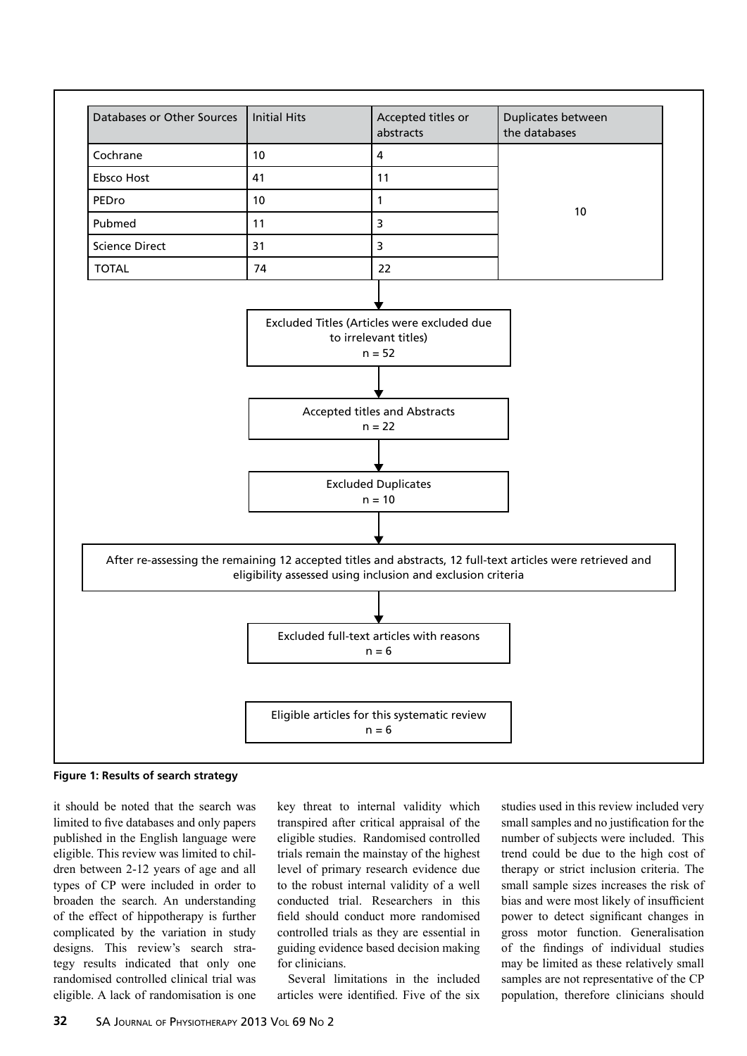| Databases or Other Sources | Initial Hits | Accepted titles or abstracts | Duplicates between the databases |
|---|---|---|---|
| Cochrane | 10 | 4 | 10 |
| Ebsco Host | 41 | 11 | |
| PEDro | 10 | 1 | |
| Pubmed | 11 | 3 | |
| Science Direct | 31 | 3 | |
| TOTAL | 74 | 22 | |

↓

Excluded Titles (Articles were excluded due to irrelevant titles)
n = 52

↓

Accepted titles and Abstracts
n = 22

↓

Excluded Duplicates
n = 10

↓

After re-assessing the remaining 12 accepted titles and abstracts, 12 full-text articles were retrieved and eligibility assessed using inclusion and exclusion criteria

↓

Excluded full-text articles with reasons
n = 6

Eligible articles for this systematic review
n = 6

**Figure 1: Results of search strategy**

it should be noted that the search was limited to five databases and only papers published in the English language were eligible. This review was limited to children between 2-12 years of age and all types of CP were included in order to broaden the search. An understanding of the effect of hippotherapy is further complicated by the variation in study designs. This review's search strategy results indicated that only one randomised controlled clinical trial was eligible. A lack of randomisation is one key threat to internal validity which transpired after critical appraisal of the eligible studies. Randomised controlled trials remain the mainstay of the highest level of primary research evidence due to the robust internal validity of a well conducted trial. Researchers in this field should conduct more randomised controlled trials as they are essential in guiding evidence based decision making for clinicians.

Several limitations in the included articles were identified. Five of the six studies used in this review included very small samples and no justification for the number of subjects were included. This trend could be due to the high cost of therapy or strict inclusion criteria. The small sample sizes increases the risk of bias and were most likely of insufficient power to detect significant changes in gross motor function. Generalisation of the findings of individual studies may be limited as these relatively small samples are not representative of the CP population, therefore clinicians should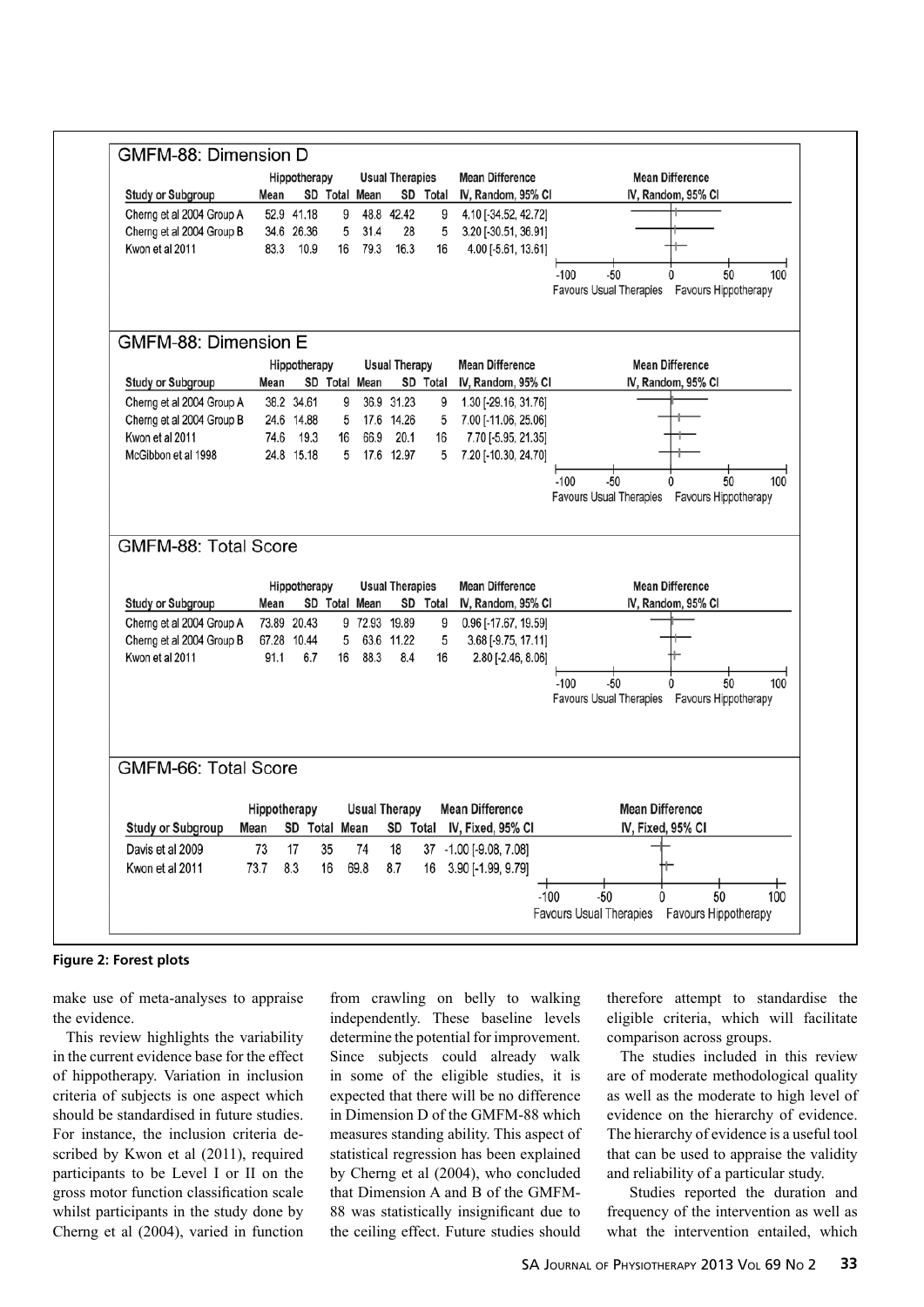## GMFM-88: Dimension D

| Study or Subgroup | Hippotherapy | | | Usual Therapies | | | Mean Difference |
|---|---|---|---|---|---|---|---|
| | Mean | SD | Total | Mean | SD | Total | IV, Random, 95% CI |
| Cherng et al 2004 Group A | 52.9 | 41.18 | 9 | 48.8 | 42.42 | 9 | 4.10 [-34.52, 42.72] |
| Cherng et al 2004 Group B | 34.6 | 26.36 | 5 | 31.4 | 28 | 5 | 3.20 [-30.51, 36.91] |
| Kwon et al 2011 | 83.3 | 10.9 | 16 | 79.3 | 16.3 | 16 | 4.00 [-5.61, 13.61] |

Mean Difference IV, Random, 95% CI: -100 -50 0 50 100 — Favours Usual Therapies / Favours Hippotherapy

## GMFM-88: Dimension E

| Study or Subgroup | Hippotherapy | | | Usual Therapy | | | Mean Difference |
|---|---|---|---|---|---|---|---|
| | Mean | SD | Total | Mean | SD | Total | IV, Random, 95% CI |
| Cherng et al 2004 Group A | 38.2 | 34.61 | 9 | 36.9 | 31.23 | 9 | 1.30 [-29.16, 31.76] |
| Cherng et al 2004 Group B | 24.6 | 14.88 | 5 | 17.6 | 14.26 | 5 | 7.00 [-11.06, 25.06] |
| Kwon et al 2011 | 74.6 | 19.3 | 16 | 66.9 | 20.1 | 16 | 7.70 [-5.95, 21.35] |
| McGibbon et al 1998 | 24.8 | 15.18 | 5 | 17.6 | 12.97 | 5 | 7.20 [-10.30, 24.70] |

Mean Difference IV, Random, 95% CI: -100 -50 0 50 100 — Favours Usual Therapies / Favours Hippotherapy

## GMFM-88: Total Score

| Study or Subgroup | Hippotherapy | | | Usual Therapies | | | Mean Difference |
|---|---|---|---|---|---|---|---|
| | Mean | SD | Total | Mean | SD | Total | IV, Random, 95% CI |
| Cherng et al 2004 Group A | 73.89 | 20.43 | 9 | 72.93 | 19.89 | 9 | 0.96 [-17.67, 19.59] |
| Cherng et al 2004 Group B | 67.28 | 10.44 | 5 | 63.6 | 11.22 | 5 | 3.68 [-9.75, 17.11] |
| Kwon et al 2011 | 91.1 | 6.7 | 16 | 88.3 | 8.4 | 16 | 2.80 [-2.46, 8.06] |

Mean Difference IV, Random, 95% CI: -100 -50 0 50 100 — Favours Usual Therapies / Favours Hippotherapy

## GMFM-66: Total Score

| Study or Subgroup | Hippotherapy | | | Usual Therapy | | | Mean Difference |
|---|---|---|---|---|---|---|---|
| | Mean | SD | Total | Mean | SD | Total | IV, Fixed, 95% CI |
| Davis et al 2009 | 73 | 17 | 35 | 74 | 18 | 37 | -1.00 [-9.08, 7.08] |
| Kwon et al 2011 | 73.7 | 8.3 | 16 | 69.8 | 8.7 | 16 | 3.90 [-1.99, 9.79] |

Mean Difference IV, Fixed, 95% CI: -100 -50 0 50 100 — Favours Usual Therapies / Favours Hippotherapy

**Figure 2: Forest plots**

make use of meta-analyses to appraise the evidence.

This review highlights the variability in the current evidence base for the effect of hippotherapy. Variation in inclusion criteria of subjects is one aspect which should be standardised in future studies. For instance, the inclusion criteria described by Kwon et al (2011), required participants to be Level I or II on the gross motor function classification scale whilst participants in the study done by Cherng et al (2004), varied in function from crawling on belly to walking independently. These baseline levels determine the potential for improvement. Since subjects could already walk in some of the eligible studies, it is expected that there will be no difference in Dimension D of the GMFM-88 which measures standing ability. This aspect of statistical regression has been explained by Cherng et al (2004), who concluded that Dimension A and B of the GMFM-88 was statistically insignificant due to the ceiling effect. Future studies should therefore attempt to standardise the eligible criteria, which will facilitate comparison across groups.

The studies included in this review are of moderate methodological quality as well as the moderate to high level of evidence on the hierarchy of evidence. The hierarchy of evidence is a useful tool that can be used to appraise the validity and reliability of a particular study.

Studies reported the duration and frequency of the intervention as well as what the intervention entailed, which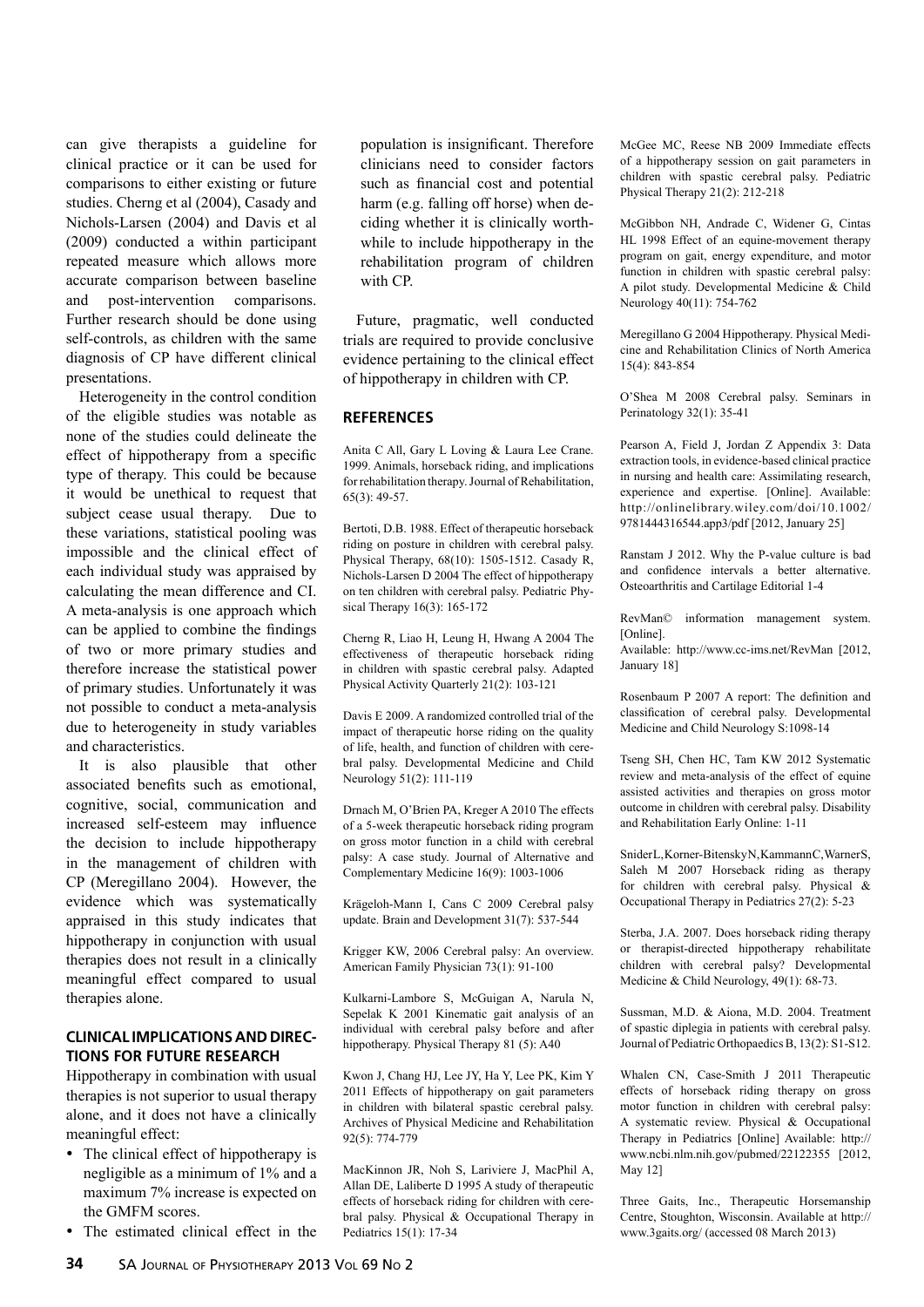can give therapists a guideline for clinical practice or it can be used for comparisons to either existing or future studies. Cherng et al (2004), Casady and Nichols-Larsen (2004) and Davis et al (2009) conducted a within participant repeated measure which allows more accurate comparison between baseline and post-intervention comparisons. Further research should be done using self-controls, as children with the same diagnosis of CP have different clinical presentations.

Heterogeneity in the control condition of the eligible studies was notable as none of the studies could delineate the effect of hippotherapy from a specific type of therapy. This could be because it would be unethical to request that subject cease usual therapy. Due to these variations, statistical pooling was impossible and the clinical effect of each individual study was appraised by calculating the mean difference and CI. A meta-analysis is one approach which can be applied to combine the findings of two or more primary studies and therefore increase the statistical power of primary studies. Unfortunately it was not possible to conduct a meta-analysis due to heterogeneity in study variables and characteristics.

It is also plausible that other associated benefits such as emotional, cognitive, social, communication and increased self-esteem may influence the decision to include hippotherapy in the management of children with CP (Meregillano 2004). However, the evidence which was systematically appraised in this study indicates that hippotherapy in conjunction with usual therapies does not result in a clinically meaningful effect compared to usual therapies alone.

## CLINICAL IMPLICATIONS AND DIRECTIONS FOR FUTURE RESEARCH

Hippotherapy in combination with usual therapies is not superior to usual therapy alone, and it does not have a clinically meaningful effect:

- The clinical effect of hippotherapy is negligible as a minimum of 1% and a maximum 7% increase is expected on the GMFM scores.
- The estimated clinical effect in the population is insignificant. Therefore clinicians need to consider factors such as financial cost and potential harm (e.g. falling off horse) when deciding whether it is clinically worthwhile to include hippotherapy in the rehabilitation program of children with CP.

Future, pragmatic, well conducted trials are required to provide conclusive evidence pertaining to the clinical effect of hippotherapy in children with CP.

## REFERENCES

Anita C All, Gary L Loving & Laura Lee Crane. 1999. Animals, horseback riding, and implications for rehabilitation therapy. Journal of Rehabilitation, 65(3): 49-57.

Bertoti, D.B. 1988. Effect of therapeutic horseback riding on posture in children with cerebral palsy. Physical Therapy, 68(10): 1505-1512. Casady R, Nichols-Larsen D 2004 The effect of hippotherapy on ten children with cerebral palsy. Pediatric Physical Therapy 16(3): 165-172

Cherng R, Liao H, Leung H, Hwang A 2004 The effectiveness of therapeutic horseback riding in children with spastic cerebral palsy. Adapted Physical Activity Quarterly 21(2): 103-121

Davis E 2009. A randomized controlled trial of the impact of therapeutic horse riding on the quality of life, health, and function of children with cerebral palsy. Developmental Medicine and Child Neurology 51(2): 111-119

Drnach M, O'Brien PA, Kreger A 2010 The effects of a 5-week therapeutic horseback riding program on gross motor function in a child with cerebral palsy: A case study. Journal of Alternative and Complementary Medicine 16(9): 1003-1006

Krägeloh-Mann I, Cans C 2009 Cerebral palsy update. Brain and Development 31(7): 537-544

Krigger KW, 2006 Cerebral palsy: An overview. American Family Physician 73(1): 91-100

Kulkarni-Lambore S, McGuigan A, Narula N, Sepelak K 2001 Kinematic gait analysis of an individual with cerebral palsy before and after hippotherapy. Physical Therapy 81 (5): A40

Kwon J, Chang HJ, Lee JY, Ha Y, Lee PK, Kim Y 2011 Effects of hippotherapy on gait parameters in children with bilateral spastic cerebral palsy. Archives of Physical Medicine and Rehabilitation 92(5): 774-779

MacKinnon JR, Noh S, Lariviere J, MacPhil A, Allan DE, Laliberte D 1995 A study of therapeutic effects of horseback riding for children with cerebral palsy. Physical & Occupational Therapy in Pediatrics 15(1): 17-34

McGee MC, Reese NB 2009 Immediate effects of a hippotherapy session on gait parameters in children with spastic cerebral palsy. Pediatric Physical Therapy 21(2): 212-218

McGibbon NH, Andrade C, Widener G, Cintas HL 1998 Effect of an equine-movement therapy program on gait, energy expenditure, and motor function in children with spastic cerebral palsy: A pilot study. Developmental Medicine & Child Neurology 40(11): 754-762

Meregillano G 2004 Hippotherapy. Physical Medicine and Rehabilitation Clinics of North America 15(4): 843-854

O'Shea M 2008 Cerebral palsy. Seminars in Perinatology 32(1): 35-41

Pearson A, Field J, Jordan Z Appendix 3: Data extraction tools, in evidence-based clinical practice in nursing and health care: Assimilating research, experience and expertise. [Online]. Available: http://onlinelibrary.wiley.com/doi/10.1002/9781444316544.app3/pdf [2012, January 25]

Ranstam J 2012. Why the P-value culture is bad and confidence intervals a better alternative. Osteoarthritis and Cartilage Editorial 1-4

RevMan© information management system. [Online].
Available: http://www.cc-ims.net/RevMan [2012, January 18]

Rosenbaum P 2007 A report: The definition and classification of cerebral palsy. Developmental Medicine and Child Neurology S:1098-14

Tseng SH, Chen HC, Tam KW 2012 Systematic review and meta-analysis of the effect of equine assisted activities and therapies on gross motor outcome in children with cerebral palsy. Disability and Rehabilitation Early Online: 1-11

SniderL,Korner-BitenskyN,KammannC,WarnerS, Saleh M 2007 Horseback riding as therapy for children with cerebral palsy. Physical & Occupational Therapy in Pediatrics 27(2): 5-23

Sterba, J.A. 2007. Does horseback riding therapy or therapist-directed hippotherapy rehabilitate children with cerebral palsy? Developmental Medicine & Child Neurology, 49(1): 68-73.

Sussman, M.D. & Aiona, M.D. 2004. Treatment of spastic diplegia in patients with cerebral palsy. Journal of Pediatric Orthopaedics B, 13(2): S1-S12.

Whalen CN, Case-Smith J 2011 Therapeutic effects of horseback riding therapy on gross motor function in children with cerebral palsy: A systematic review. Physical & Occupational Therapy in Pediatrics [Online] Available: http://www.ncbi.nlm.nih.gov/pubmed/22122355 [2012, May 12]

Three Gaits, Inc., Therapeutic Horsemanship Centre, Stoughton, Wisconsin. Available at http://www.3gaits.org/ (accessed 08 March 2013)